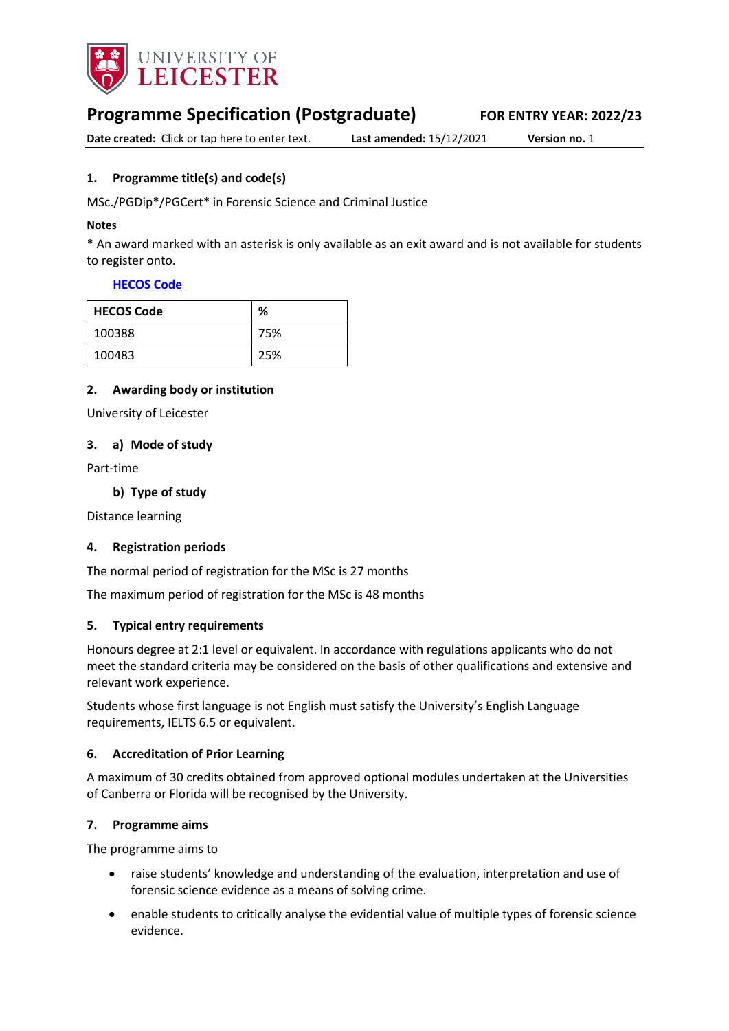# Programme Specification (Postgraduate)

**FOR ENTRY YEAR: 2022/23**

**Date created:** Click or tap here to enter text. **Last amended:** 15/12/2021 **Version no.** 1

## 1. Programme title(s) and code(s)

MSc./PGDip*/PGCert* in Forensic Science and Criminal Justice

**Notes**

* An award marked with an asterisk is only available as an exit award and is not available for students to register onto.

**HECOS Code**

| HECOS Code | % |
|---|---|
| 100388 | 75% |
| 100483 | 25% |

## 2. Awarding body or institution

University of Leicester

## 3. a) Mode of study

Part-time

### b) Type of study

Distance learning

## 4. Registration periods

The normal period of registration for the MSc is 27 months

The maximum period of registration for the MSc is 48 months

## 5. Typical entry requirements

Honours degree at 2:1 level or equivalent. In accordance with regulations applicants who do not meet the standard criteria may be considered on the basis of other qualifications and extensive and relevant work experience.

Students whose first language is not English must satisfy the University's English Language requirements, IELTS 6.5 or equivalent.

## 6. Accreditation of Prior Learning

A maximum of 30 credits obtained from approved optional modules undertaken at the Universities of Canberra or Florida will be recognised by the University.

## 7. Programme aims

The programme aims to

- raise students' knowledge and understanding of the evaluation, interpretation and use of forensic science evidence as a means of solving crime.
- enable students to critically analyse the evidential value of multiple types of forensic science evidence.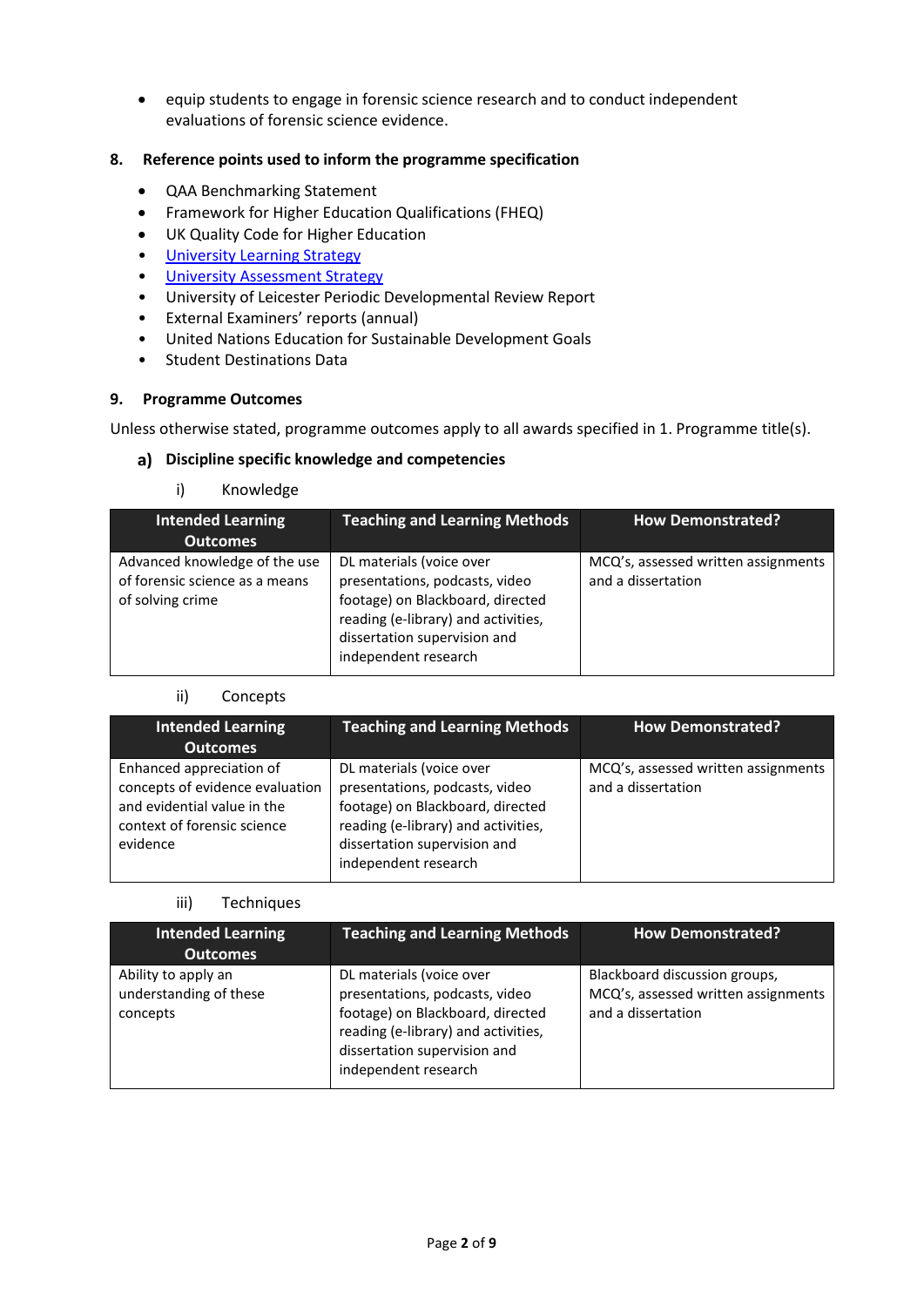- equip students to engage in forensic science research and to conduct independent evaluations of forensic science evidence.

## 8. Reference points used to inform the programme specification

- QAA Benchmarking Statement
- Framework for Higher Education Qualifications (FHEQ)
- UK Quality Code for Higher Education
- University Learning Strategy
- University Assessment Strategy
- University of Leicester Periodic Developmental Review Report
- External Examiners' reports (annual)
- United Nations Education for Sustainable Development Goals
- Student Destinations Data

## 9. Programme Outcomes

Unless otherwise stated, programme outcomes apply to all awards specified in 1. Programme title(s).

### a) Discipline specific knowledge and competencies

i) Knowledge

| Intended Learning Outcomes | Teaching and Learning Methods | How Demonstrated? |
|---|---|---|
| Advanced knowledge of the use of forensic science as a means of solving crime | DL materials (voice over presentations, podcasts, video footage) on Blackboard, directed reading (e-library) and activities, dissertation supervision and independent research | MCQ's, assessed written assignments and a dissertation |

ii) Concepts

| Intended Learning Outcomes | Teaching and Learning Methods | How Demonstrated? |
|---|---|---|
| Enhanced appreciation of concepts of evidence evaluation and evidential value in the context of forensic science evidence | DL materials (voice over presentations, podcasts, video footage) on Blackboard, directed reading (e-library) and activities, dissertation supervision and independent research | MCQ's, assessed written assignments and a dissertation |

iii) Techniques

| Intended Learning Outcomes | Teaching and Learning Methods | How Demonstrated? |
|---|---|---|
| Ability to apply an understanding of these concepts | DL materials (voice over presentations, podcasts, video footage) on Blackboard, directed reading (e-library) and activities, dissertation supervision and independent research | Blackboard discussion groups, MCQ's, assessed written assignments and a dissertation |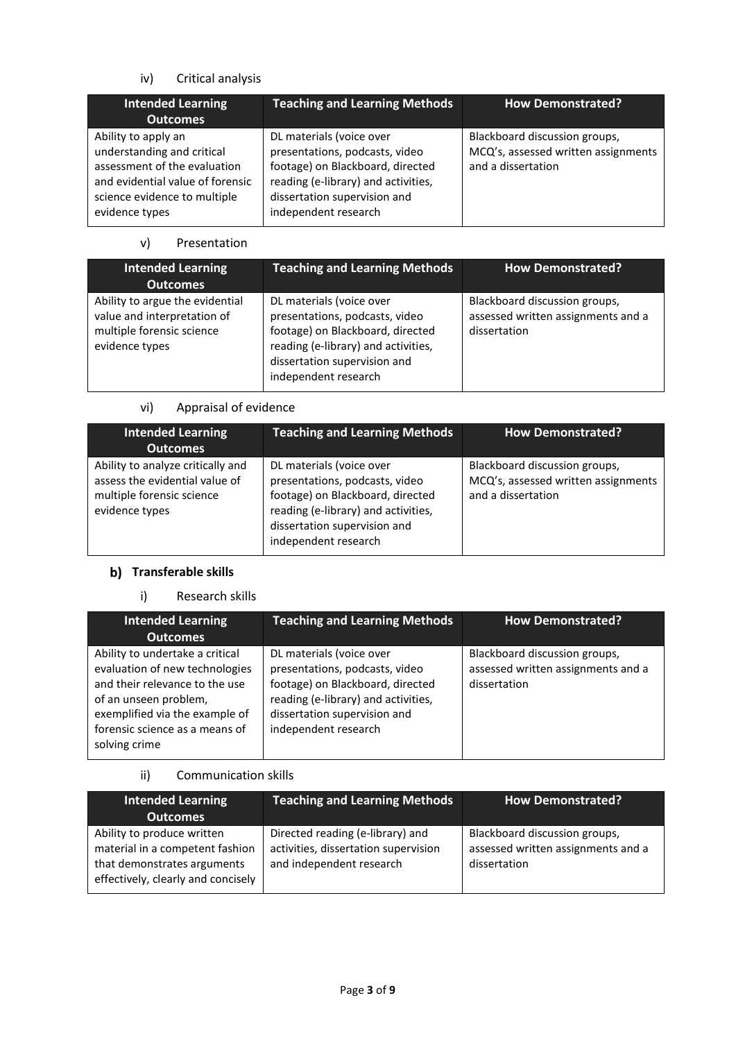iv) Critical analysis

| Intended Learning Outcomes | Teaching and Learning Methods | How Demonstrated? |
|---|---|---|
| Ability to apply an understanding and critical assessment of the evaluation and evidential value of forensic science evidence to multiple evidence types | DL materials (voice over presentations, podcasts, video footage) on Blackboard, directed reading (e-library) and activities, dissertation supervision and independent research | Blackboard discussion groups, MCQ's, assessed written assignments and a dissertation |

v) Presentation

| Intended Learning Outcomes | Teaching and Learning Methods | How Demonstrated? |
|---|---|---|
| Ability to argue the evidential value and interpretation of multiple forensic science evidence types | DL materials (voice over presentations, podcasts, video footage) on Blackboard, directed reading (e-library) and activities, dissertation supervision and independent research | Blackboard discussion groups, assessed written assignments and a dissertation |

vi) Appraisal of evidence

| Intended Learning Outcomes | Teaching and Learning Methods | How Demonstrated? |
|---|---|---|
| Ability to analyze critically and assess the evidential value of multiple forensic science evidence types | DL materials (voice over presentations, podcasts, video footage) on Blackboard, directed reading (e-library) and activities, dissertation supervision and independent research | Blackboard discussion groups, MCQ's, assessed written assignments and a dissertation |

### b) Transferable skills

i) Research skills

| Intended Learning Outcomes | Teaching and Learning Methods | How Demonstrated? |
|---|---|---|
| Ability to undertake a critical evaluation of new technologies and their relevance to the use of an unseen problem, exemplified via the example of forensic science as a means of solving crime | DL materials (voice over presentations, podcasts, video footage) on Blackboard, directed reading (e-library) and activities, dissertation supervision and independent research | Blackboard discussion groups, assessed written assignments and a dissertation |

ii) Communication skills

| Intended Learning Outcomes | Teaching and Learning Methods | How Demonstrated? |
|---|---|---|
| Ability to produce written material in a competent fashion that demonstrates arguments effectively, clearly and concisely | Directed reading (e-library) and activities, dissertation supervision and independent research | Blackboard discussion groups, assessed written assignments and a dissertation |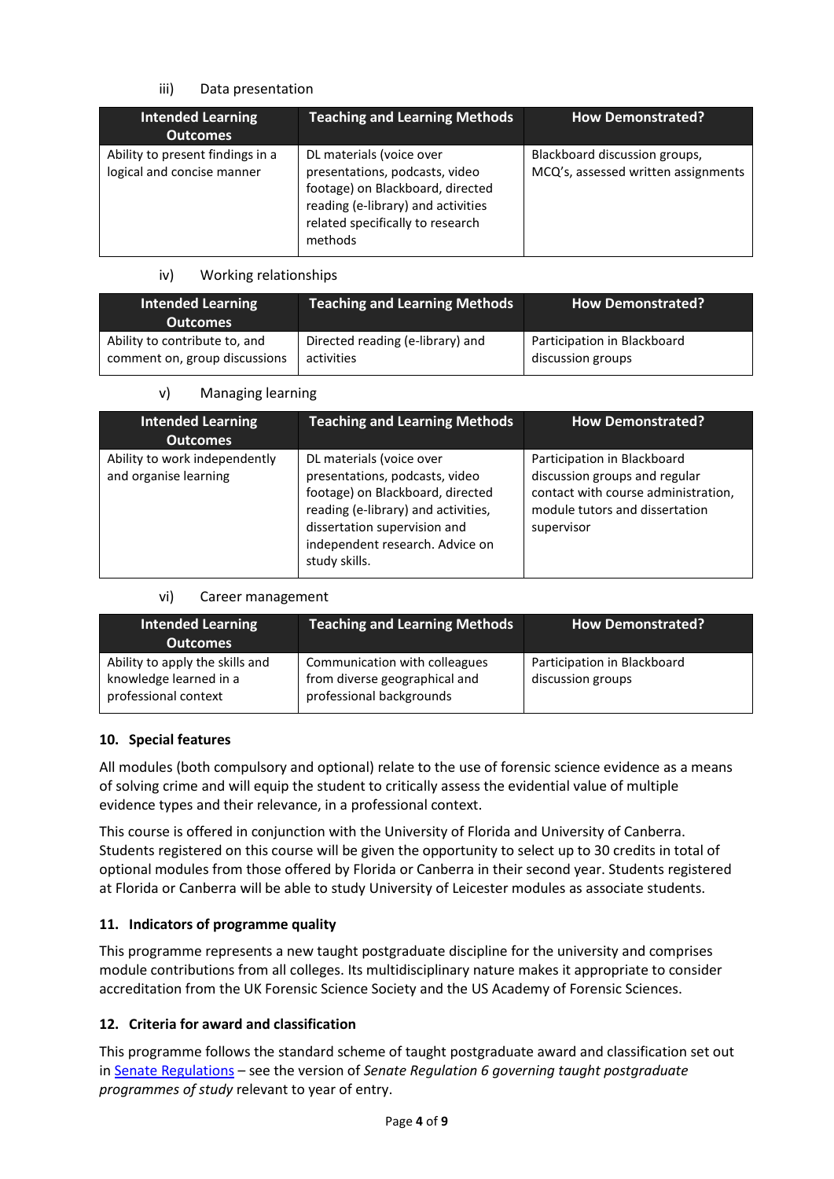iii) Data presentation

| Intended Learning Outcomes | Teaching and Learning Methods | How Demonstrated? |
| --- | --- | --- |
| Ability to present findings in a logical and concise manner | DL materials (voice over presentations, podcasts, video footage) on Blackboard, directed reading (e-library) and activities related specifically to research methods | Blackboard discussion groups, MCQ's, assessed written assignments |

iv) Working relationships

| Intended Learning Outcomes | Teaching and Learning Methods | How Demonstrated? |
| --- | --- | --- |
| Ability to contribute to, and comment on, group discussions | Directed reading (e-library) and activities | Participation in Blackboard discussion groups |

v) Managing learning

| Intended Learning Outcomes | Teaching and Learning Methods | How Demonstrated? |
| --- | --- | --- |
| Ability to work independently and organise learning | DL materials (voice over presentations, podcasts, video footage) on Blackboard, directed reading (e-library) and activities, dissertation supervision and independent research. Advice on study skills. | Participation in Blackboard discussion groups and regular contact with course administration, module tutors and dissertation supervisor |

vi) Career management

| Intended Learning Outcomes | Teaching and Learning Methods | How Demonstrated? |
| --- | --- | --- |
| Ability to apply the skills and knowledge learned in a professional context | Communication with colleagues from diverse geographical and professional backgrounds | Participation in Blackboard discussion groups |

### 10. Special features

All modules (both compulsory and optional) relate to the use of forensic science evidence as a means of solving crime and will equip the student to critically assess the evidential value of multiple evidence types and their relevance, in a professional context.

This course is offered in conjunction with the University of Florida and University of Canberra. Students registered on this course will be given the opportunity to select up to 30 credits in total of optional modules from those offered by Florida or Canberra in their second year. Students registered at Florida or Canberra will be able to study University of Leicester modules as associate students.

### 11. Indicators of programme quality

This programme represents a new taught postgraduate discipline for the university and comprises module contributions from all colleges. Its multidisciplinary nature makes it appropriate to consider accreditation from the UK Forensic Science Society and the US Academy of Forensic Sciences.

### 12. Criteria for award and classification

This programme follows the standard scheme of taught postgraduate award and classification set out in Senate Regulations – see the version of *Senate Regulation 6 governing taught postgraduate programmes of study* relevant to year of entry.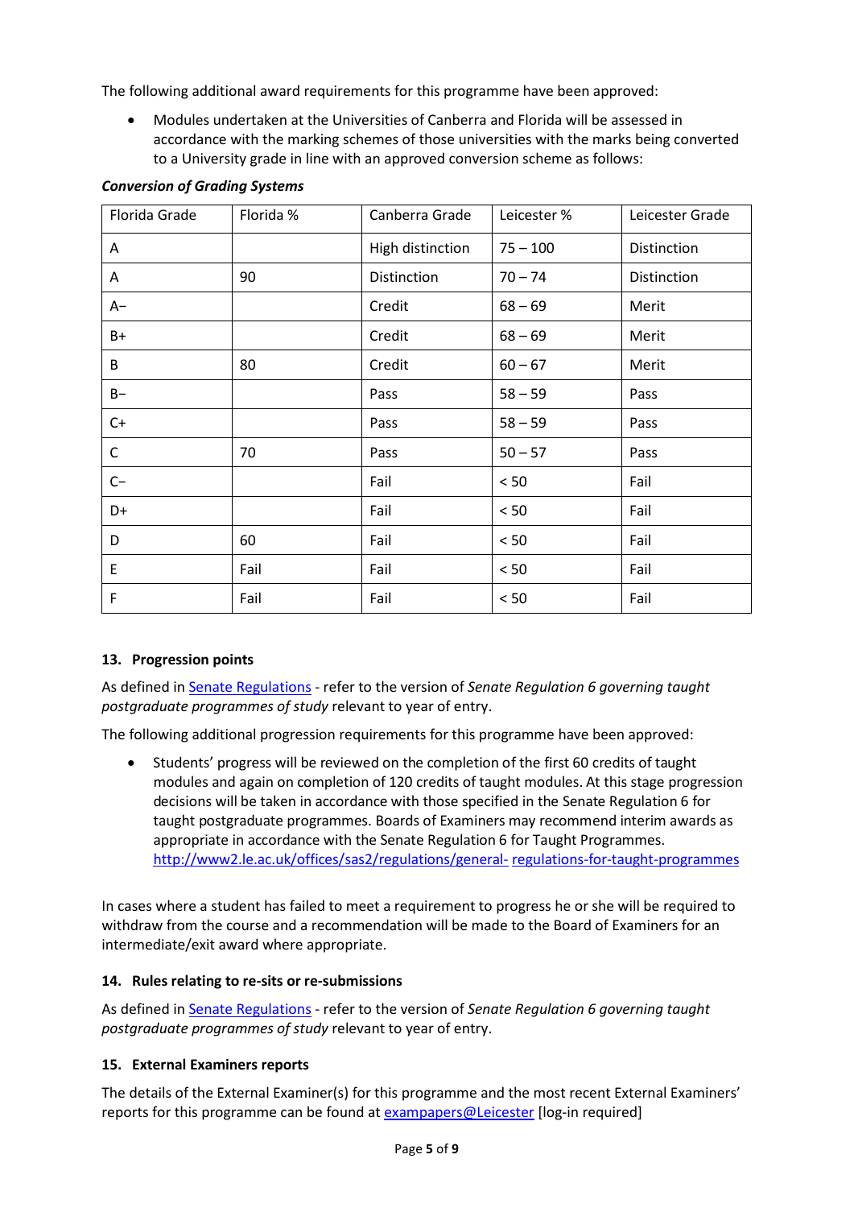The following additional award requirements for this programme have been approved:

- Modules undertaken at the Universities of Canberra and Florida will be assessed in accordance with the marking schemes of those universities with the marks being converted to a University grade in line with an approved conversion scheme as follows:

***Conversion of Grading Systems***

| Florida Grade | Florida % | Canberra Grade | Leicester % | Leicester Grade |
|---|---|---|---|---|
| A | | High distinction | 75 – 100 | Distinction |
| A | 90 | Distinction | 70 – 74 | Distinction |
| A– | | Credit | 68 – 69 | Merit |
| B+ | | Credit | 68 – 69 | Merit |
| B | 80 | Credit | 60 – 67 | Merit |
| B– | | Pass | 58 – 59 | Pass |
| C+ | | Pass | 58 – 59 | Pass |
| C | 70 | Pass | 50 – 57 | Pass |
| C– | | Fail | < 50 | Fail |
| D+ | | Fail | < 50 | Fail |
| D | 60 | Fail | < 50 | Fail |
| E | Fail | Fail | < 50 | Fail |
| F | Fail | Fail | < 50 | Fail |

### 13. Progression points

As defined in [Senate Regulations](http://www2.le.ac.uk/offices/sas2/regulations/general-regulations-for-taught-programmes) - refer to the version of *Senate Regulation 6 governing taught postgraduate programmes of study* relevant to year of entry.

The following additional progression requirements for this programme have been approved:

- Students' progress will be reviewed on the completion of the first 60 credits of taught modules and again on completion of 120 credits of taught modules. At this stage progression decisions will be taken in accordance with those specified in the Senate Regulation 6 for taught postgraduate programmes. Boards of Examiners may recommend interim awards as appropriate in accordance with the Senate Regulation 6 for Taught Programmes. http://www2.le.ac.uk/offices/sas2/regulations/general-regulations-for-taught-programmes

In cases where a student has failed to meet a requirement to progress he or she will be required to withdraw from the course and a recommendation will be made to the Board of Examiners for an intermediate/exit award where appropriate.

### 14. Rules relating to re-sits or re-submissions

As defined in Senate Regulations - refer to the version of *Senate Regulation 6 governing taught postgraduate programmes of study* relevant to year of entry.

### 15. External Examiners reports

The details of the External Examiner(s) for this programme and the most recent External Examiners' reports for this programme can be found at exampapers@Leicester [log-in required]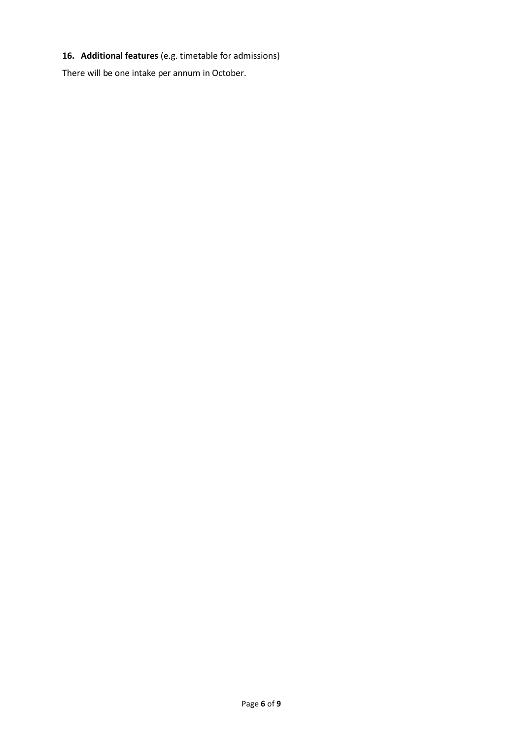**16. Additional features** (e.g. timetable for admissions)

There will be one intake per annum in October.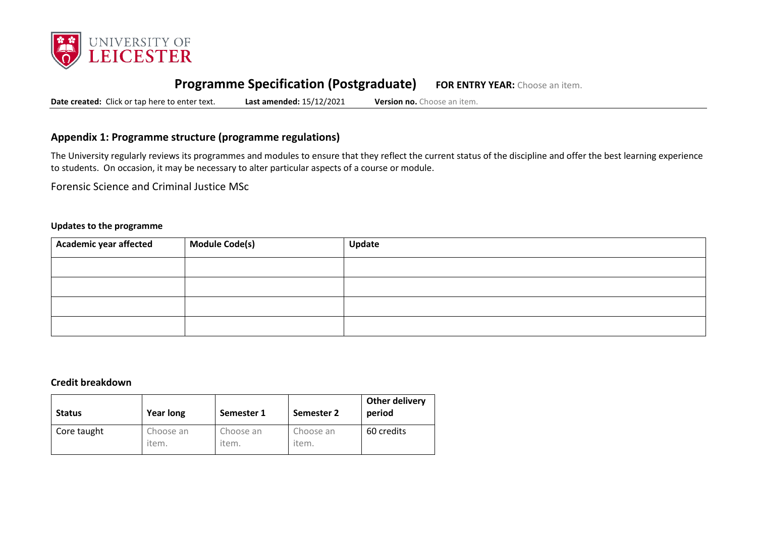# Programme Specification (Postgraduate) **FOR ENTRY YEAR:** Choose an item.

**Date created:** Click or tap here to enter text. **Last amended:** 15/12/2021 **Version no.** Choose an item.

## Appendix 1: Programme structure (programme regulations)

The University regularly reviews its programmes and modules to ensure that they reflect the current status of the discipline and offer the best learning experience to students. On occasion, it may be necessary to alter particular aspects of a course or module.

Forensic Science and Criminal Justice MSc

### Updates to the programme

| Academic year affected | Module Code(s) | Update |
|---|---|---|
| | | |
| | | |
| | | |
| | | |

### Credit breakdown

| Status | Year long | Semester 1 | Semester 2 | Other delivery period |
|---|---|---|---|---|
| Core taught | Choose an item. | Choose an item. | Choose an item. | 60 credits |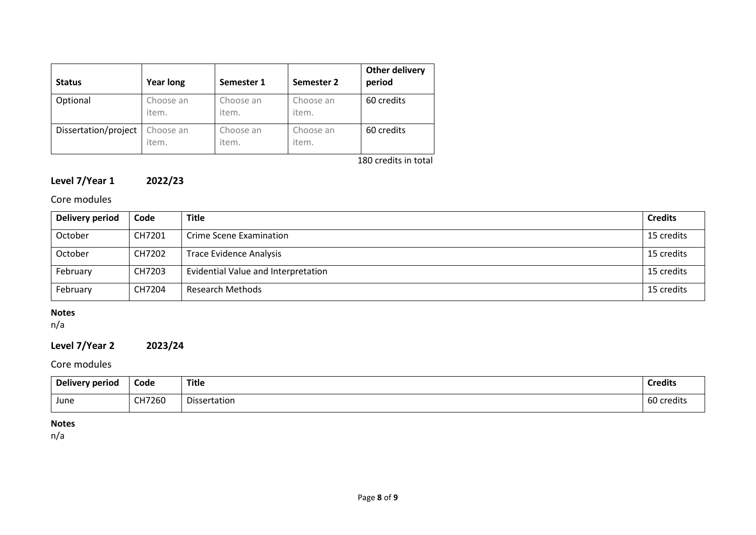| Status | Year long | Semester 1 | Semester 2 | Other delivery period |
|---|---|---|---|---|
| Optional | Choose an item. | Choose an item. | Choose an item. | 60 credits |
| Dissertation/project | Choose an item. | Choose an item. | Choose an item. | 60 credits |

180 credits in total

## Level 7/Year 1 2022/23

### Core modules

| Delivery period | Code | Title | Credits |
|---|---|---|---|
| October | CH7201 | Crime Scene Examination | 15 credits |
| October | CH7202 | Trace Evidence Analysis | 15 credits |
| February | CH7203 | Evidential Value and Interpretation | 15 credits |
| February | CH7204 | Research Methods | 15 credits |

**Notes**
n/a

## Level 7/Year 2 2023/24

### Core modules

| Delivery period | Code | Title | Credits |
|---|---|---|---|
| June | CH7260 | Dissertation | 60 credits |

**Notes**
n/a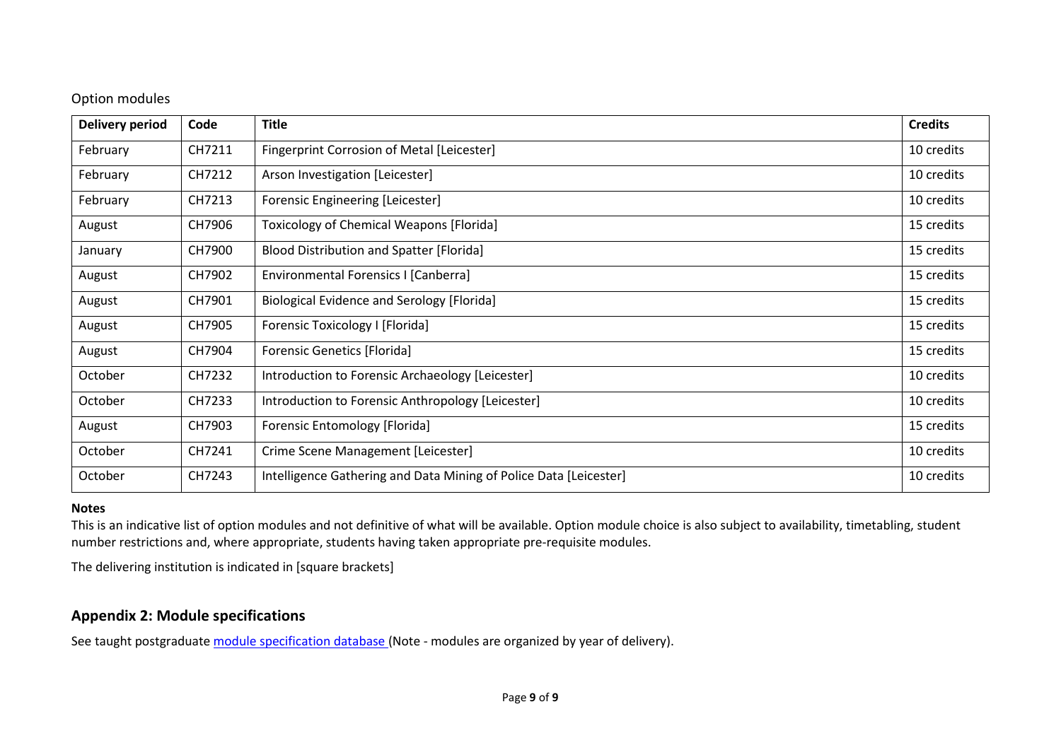Option modules

| Delivery period | Code | Title | Credits |
|---|---|---|---|
| February | CH7211 | Fingerprint Corrosion of Metal [Leicester] | 10 credits |
| February | CH7212 | Arson Investigation [Leicester] | 10 credits |
| February | CH7213 | Forensic Engineering [Leicester] | 10 credits |
| August | CH7906 | Toxicology of Chemical Weapons [Florida] | 15 credits |
| January | CH7900 | Blood Distribution and Spatter [Florida] | 15 credits |
| August | CH7902 | Environmental Forensics I [Canberra] | 15 credits |
| August | CH7901 | Biological Evidence and Serology [Florida] | 15 credits |
| August | CH7905 | Forensic Toxicology I [Florida] | 15 credits |
| August | CH7904 | Forensic Genetics [Florida] | 15 credits |
| October | CH7232 | Introduction to Forensic Archaeology [Leicester] | 10 credits |
| October | CH7233 | Introduction to Forensic Anthropology [Leicester] | 10 credits |
| August | CH7903 | Forensic Entomology [Florida] | 15 credits |
| October | CH7241 | Crime Scene Management [Leicester] | 10 credits |
| October | CH7243 | Intelligence Gathering and Data Mining of Police Data [Leicester] | 10 credits |

**Notes**

This is an indicative list of option modules and not definitive of what will be available. Option module choice is also subject to availability, timetabling, student number restrictions and, where appropriate, students having taken appropriate pre-requisite modules.

The delivering institution is indicated in [square brackets]

## Appendix 2: Module specifications

See taught postgraduate module specification database (Note - modules are organized by year of delivery).